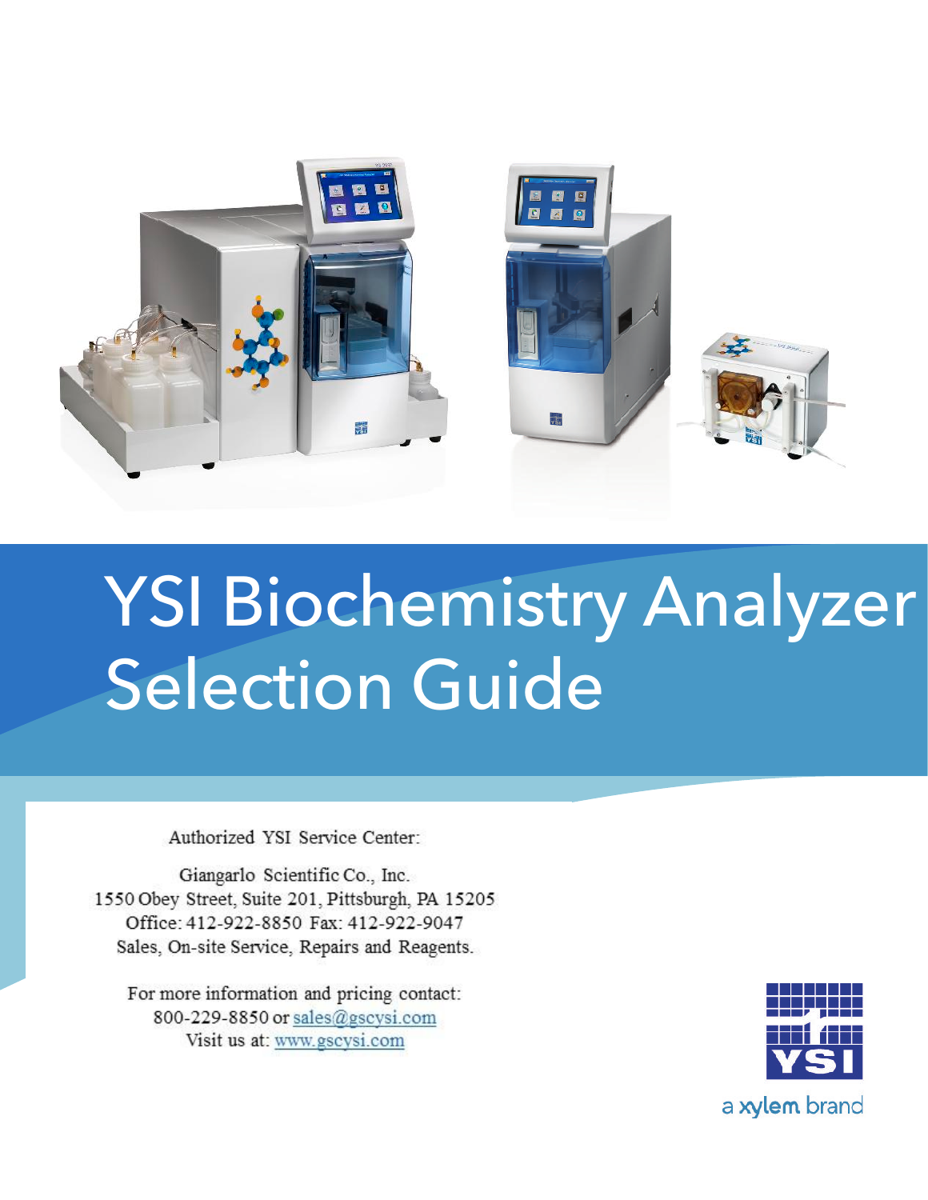# YSI Biochemistry Analyzer Selection Guide

Authorized YSI Service Center:

Giangarlo Scientific Co., Inc.
1550 Obey Street, Suite 201, Pittsburgh, PA 15205
Office: 412-922-8850 Fax: 412-922-9047
Sales, On-site Service, Repairs and Reagents.

For more information and pricing contact:
800-229-8850 or sales@gscysi.com
Visit us at: www.gscysi.com

YSI

a xylem brand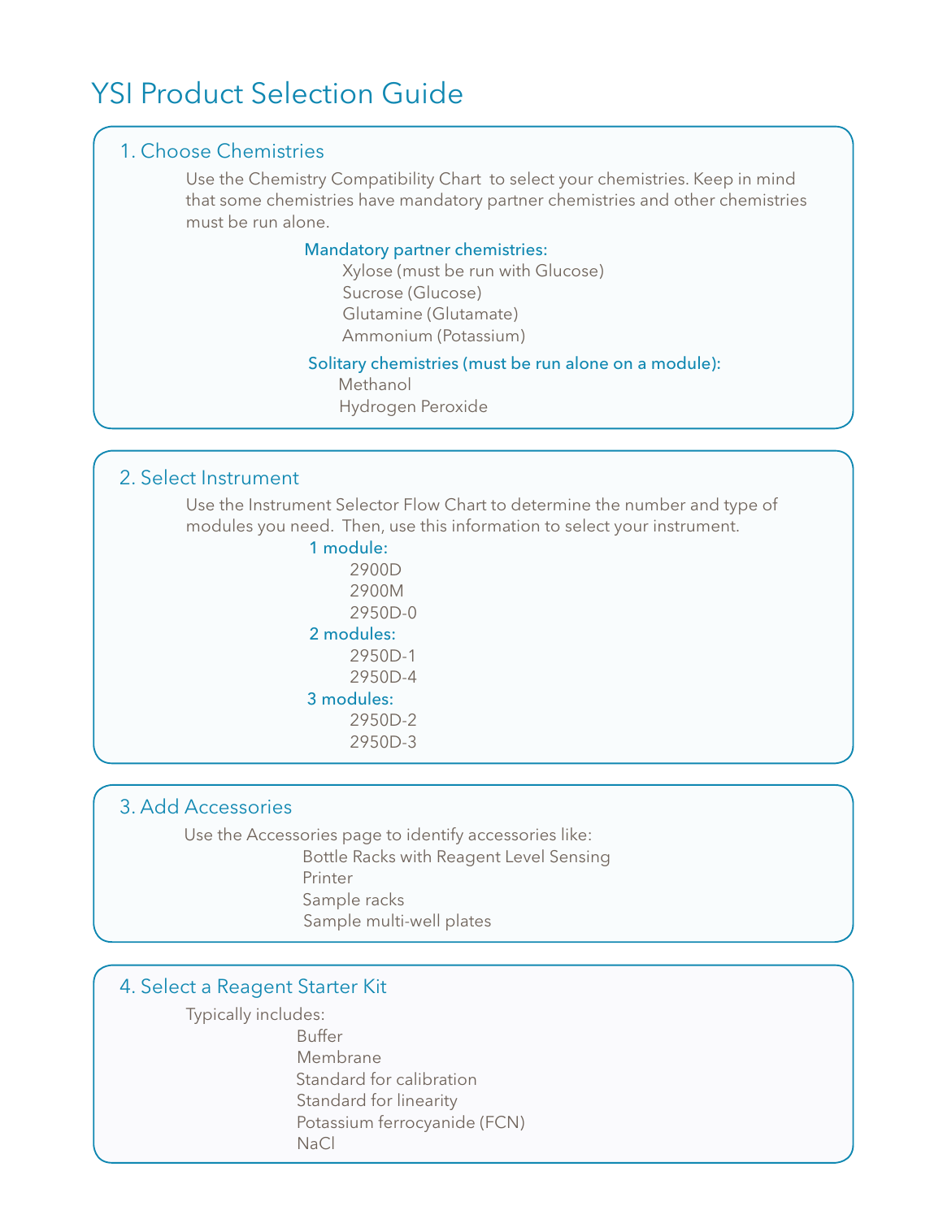# YSI Product Selection Guide

## 1. Choose Chemistries

Use the Chemistry Compatibility Chart to select your chemistries. Keep in mind that some chemistries have mandatory partner chemistries and other chemistries must be run alone.

**Mandatory partner chemistries:**

- Xylose (must be run with Glucose)
- Sucrose (Glucose)
- Glutamine (Glutamate)
- Ammonium (Potassium)

**Solitary chemistries (must be run alone on a module):**

- Methanol
- Hydrogen Peroxide

## 2. Select Instrument

Use the Instrument Selector Flow Chart to determine the number and type of modules you need. Then, use this information to select your instrument.

**1 module:**

- 2900D
- 2900M
- 2950D-0

**2 modules:**

- 2950D-1
- 2950D-4

**3 modules:**

- 2950D-2
- 2950D-3

## 3. Add Accessories

Use the Accessories page to identify accessories like:

- Bottle Racks with Reagent Level Sensing
- Printer
- Sample racks
- Sample multi-well plates

## 4. Select a Reagent Starter Kit

Typically includes:

- Buffer
- Membrane
- Standard for calibration
- Standard for linearity
- Potassium ferrocyanide (FCN)
- NaCl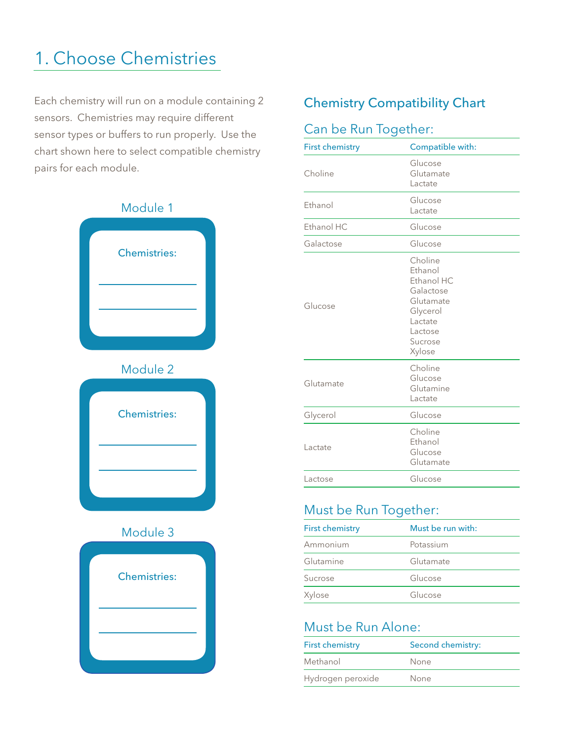# 1. Choose Chemistries

Each chemistry will run on a module containing 2 sensors. Chemistries may require different sensor types or buffers to run properly. Use the chart shown here to select compatible chemistry pairs for each module.

### Module 1

Chemistries:

\_\_\_\_\_\_\_\_\_\_\_\_\_\_\_\_\_\_\_\_

\_\_\_\_\_\_\_\_\_\_\_\_\_\_\_\_\_\_\_\_

### Module 2

Chemistries:

\_\_\_\_\_\_\_\_\_\_\_\_\_\_\_\_\_\_\_\_

\_\_\_\_\_\_\_\_\_\_\_\_\_\_\_\_\_\_\_\_

### Module 3

Chemistries:

\_\_\_\_\_\_\_\_\_\_\_\_\_\_\_\_\_\_\_\_

\_\_\_\_\_\_\_\_\_\_\_\_\_\_\_\_\_\_\_\_

## Chemistry Compatibility Chart

### Can be Run Together:

| First chemistry | Compatible with: |
|---|---|
| Choline | Glucose<br>Glutamate<br>Lactate |
| Ethanol | Glucose<br>Lactate |
| Ethanol HC | Glucose |
| Galactose | Glucose |
| Glucose | Choline<br>Ethanol<br>Ethanol HC<br>Galactose<br>Glutamate<br>Glycerol<br>Lactate<br>Lactose<br>Sucrose<br>Xylose |
| Glutamate | Choline<br>Glucose<br>Glutamine<br>Lactate |
| Glycerol | Glucose |
| Lactate | Choline<br>Ethanol<br>Glucose<br>Glutamate |
| Lactose | Glucose |

### Must be Run Together:

| First chemistry | Must be run with: |
|---|---|
| Ammonium | Potassium |
| Glutamine | Glutamate |
| Sucrose | Glucose |
| Xylose | Glucose |

### Must be Run Alone:

| First chemistry | Second chemistry: |
|---|---|
| Methanol | None |
| Hydrogen peroxide | None |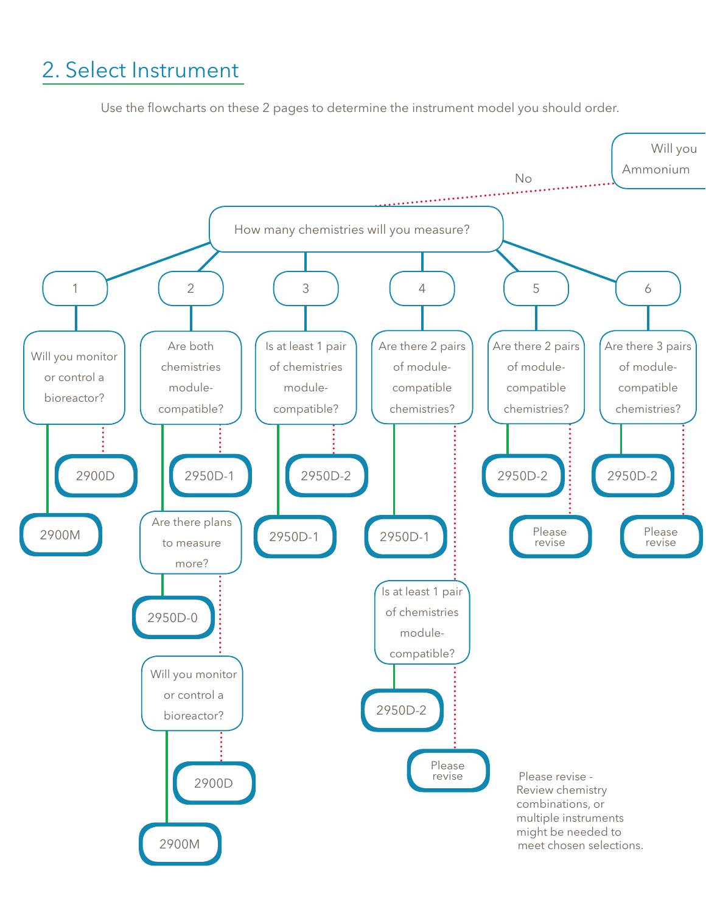## 2. Select Instrument

Use the flowcharts on these 2 pages to determine the instrument model you should order.

Will you
Ammonium

No

How many chemistries will you measure?

1

Will you monitor or control a bioreactor?

2900D

2900M

2

Are both chemistries module-compatible?

2950D-1

Are there plans to measure more?

2950D-0

Will you monitor or control a bioreactor?

2900D

2900M

3

Is at least 1 pair of chemistries module-compatible?

2950D-2

2950D-1

4

Are there 2 pairs of module-compatible chemistries?

2950D-1

Is at least 1 pair of chemistries module-compatible?

2950D-2

Please revise

5

Are there 2 pairs of module-compatible chemistries?

2950D-2

Please revise

6

Are there 3 pairs of module-compatible chemistries?

2950D-2

Please revise

Please revise - Review chemistry combinations, or multiple instruments might be needed to meet chosen selections.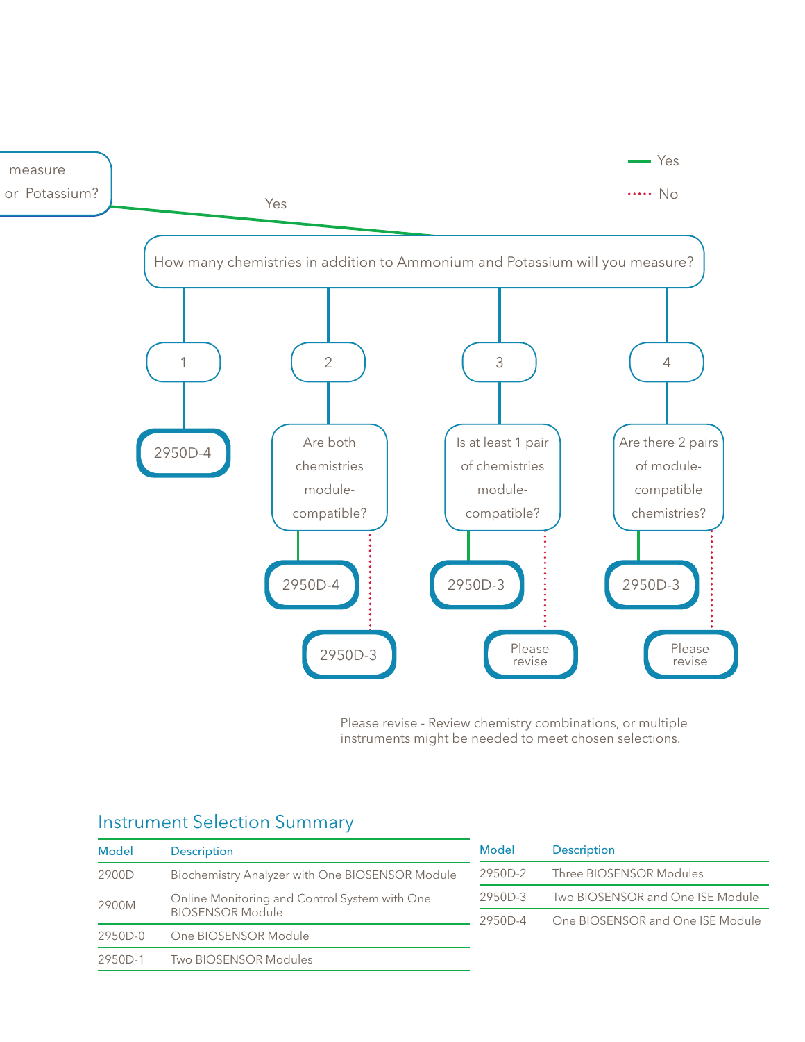measure or Potassium?

Yes

— Yes

····· No

How many chemistries in addition to Ammonium and Potassium will you measure?

- **1** → 2950D-4
- **2** → Are both chemistries module-compatible?
  - Yes → 2950D-4
  - No → 2950D-3
- **3** → Is at least 1 pair of chemistries module-compatible?
  - Yes → 2950D-3
  - No → Please revise
- **4** → Are there 2 pairs of module-compatible chemistries?
  - Yes → 2950D-3
  - No → Please revise

Please revise - Review chemistry combinations, or multiple instruments might be needed to meet chosen selections.

## Instrument Selection Summary

| Model | Description |
|---|---|
| 2900D | Biochemistry Analyzer with One BIOSENSOR Module |
| 2900M | Online Monitoring and Control System with One BIOSENSOR Module |
| 2950D-0 | One BIOSENSOR Module |
| 2950D-1 | Two BIOSENSOR Modules |

| Model | Description |
|---|---|
| 2950D-2 | Three BIOSENSOR Modules |
| 2950D-3 | Two BIOSENSOR and One ISE Module |
| 2950D-4 | One BIOSENSOR and One ISE Module |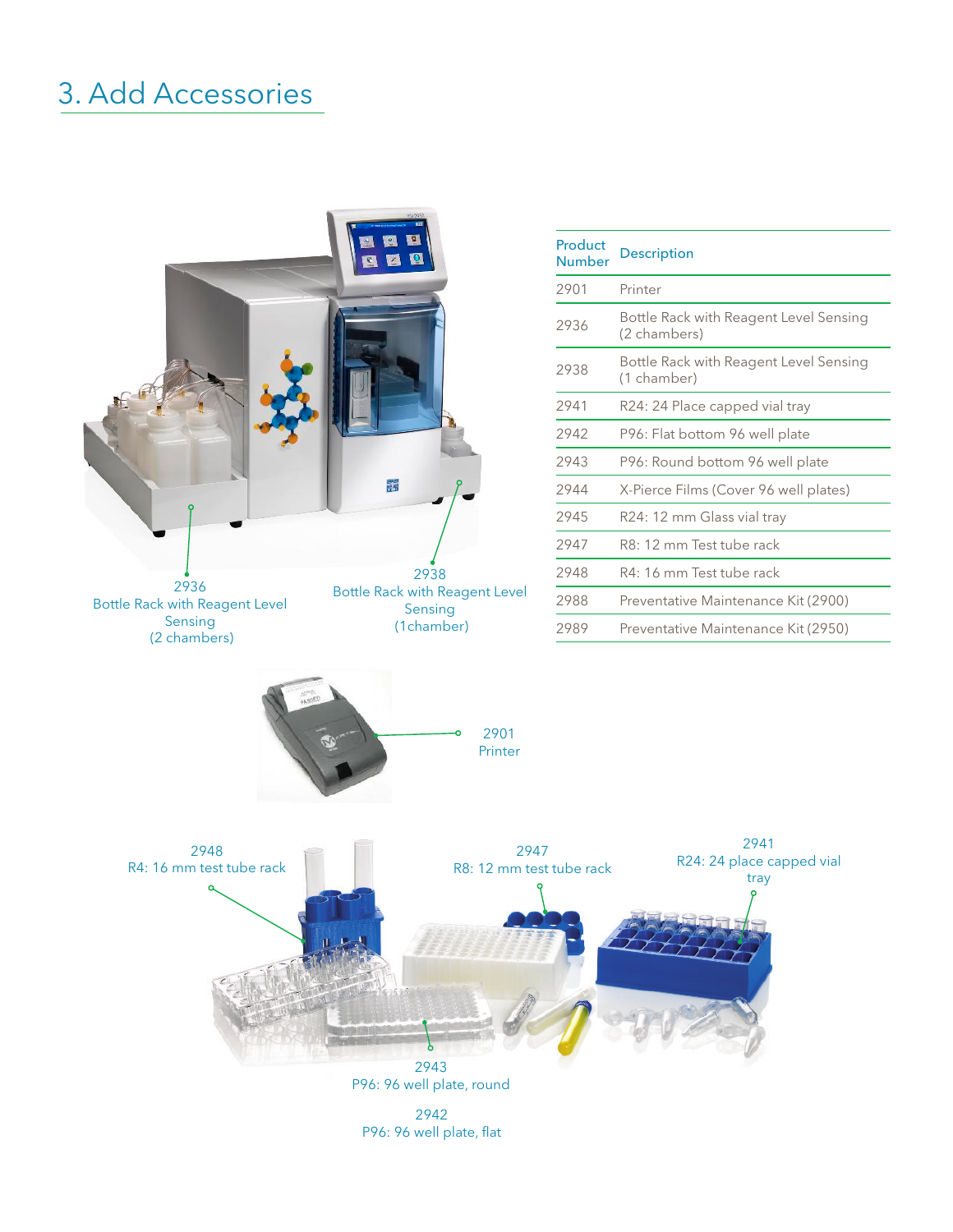# 3. Add Accessories

2936
Bottle Rack with Reagent Level Sensing
(2 chambers)

2938
Bottle Rack with Reagent Level Sensing
(1chamber)

| Product Number | Description |
|---|---|
| 2901 | Printer |
| 2936 | Bottle Rack with Reagent Level Sensing (2 chambers) |
| 2938 | Bottle Rack with Reagent Level Sensing (1 chamber) |
| 2941 | R24: 24 Place capped vial tray |
| 2942 | P96: Flat bottom 96 well plate |
| 2943 | P96: Round bottom 96 well plate |
| 2944 | X-Pierce Films (Cover 96 well plates) |
| 2945 | R24: 12 mm Glass vial tray |
| 2947 | R8: 12 mm Test tube rack |
| 2948 | R4: 16 mm Test tube rack |
| 2988 | Preventative Maintenance Kit (2900) |
| 2989 | Preventative Maintenance Kit (2950) |

2901
Printer

2948
R4: 16 mm test tube rack

2947
R8: 12 mm test tube rack

2941
R24: 24 place capped vial tray

2943
P96: 96 well plate, round

2942
P96: 96 well plate, flat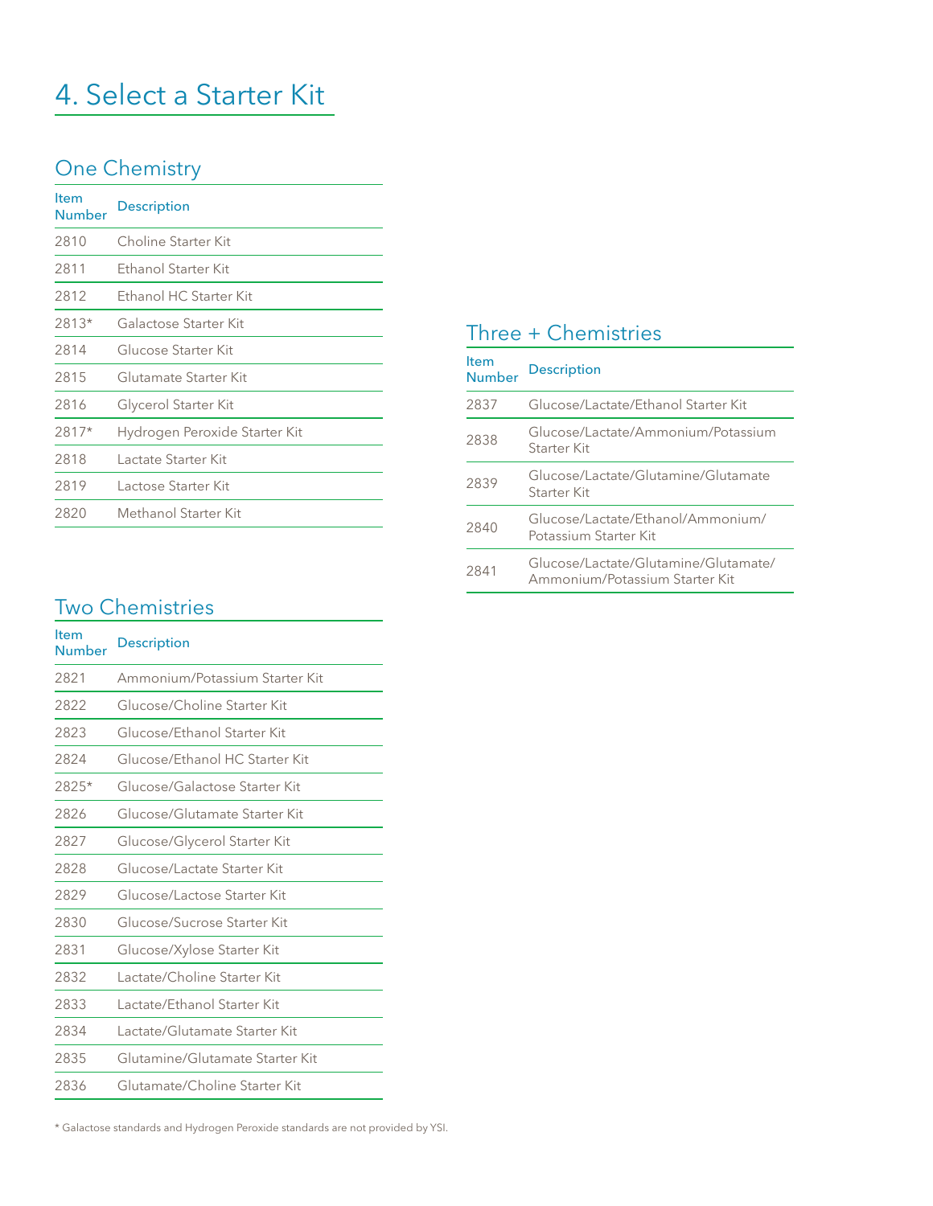# 4. Select a Starter Kit

## One Chemistry

| Item Number | Description |
|---|---|
| 2810 | Choline Starter Kit |
| 2811 | Ethanol Starter Kit |
| 2812 | Ethanol HC Starter Kit |
| 2813* | Galactose Starter Kit |
| 2814 | Glucose Starter Kit |
| 2815 | Glutamate Starter Kit |
| 2816 | Glycerol Starter Kit |
| 2817* | Hydrogen Peroxide Starter Kit |
| 2818 | Lactate Starter Kit |
| 2819 | Lactose Starter Kit |
| 2820 | Methanol Starter Kit |

## Two Chemistries

| Item Number | Description |
|---|---|
| 2821 | Ammonium/Potassium Starter Kit |
| 2822 | Glucose/Choline Starter Kit |
| 2823 | Glucose/Ethanol Starter Kit |
| 2824 | Glucose/Ethanol HC Starter Kit |
| 2825* | Glucose/Galactose Starter Kit |
| 2826 | Glucose/Glutamate Starter Kit |
| 2827 | Glucose/Glycerol Starter Kit |
| 2828 | Glucose/Lactate Starter Kit |
| 2829 | Glucose/Lactose Starter Kit |
| 2830 | Glucose/Sucrose Starter Kit |
| 2831 | Glucose/Xylose Starter Kit |
| 2832 | Lactate/Choline Starter Kit |
| 2833 | Lactate/Ethanol Starter Kit |
| 2834 | Lactate/Glutamate Starter Kit |
| 2835 | Glutamine/Glutamate Starter Kit |
| 2836 | Glutamate/Choline Starter Kit |

## Three + Chemistries

| Item Number | Description |
|---|---|
| 2837 | Glucose/Lactate/Ethanol Starter Kit |
| 2838 | Glucose/Lactate/Ammonium/Potassium Starter Kit |
| 2839 | Glucose/Lactate/Glutamine/Glutamate Starter Kit |
| 2840 | Glucose/Lactate/Ethanol/Ammonium/Potassium Starter Kit |
| 2841 | Glucose/Lactate/Glutamine/Glutamate/Ammonium/Potassium Starter Kit |

* Galactose standards and Hydrogen Peroxide standards are not provided by YSI.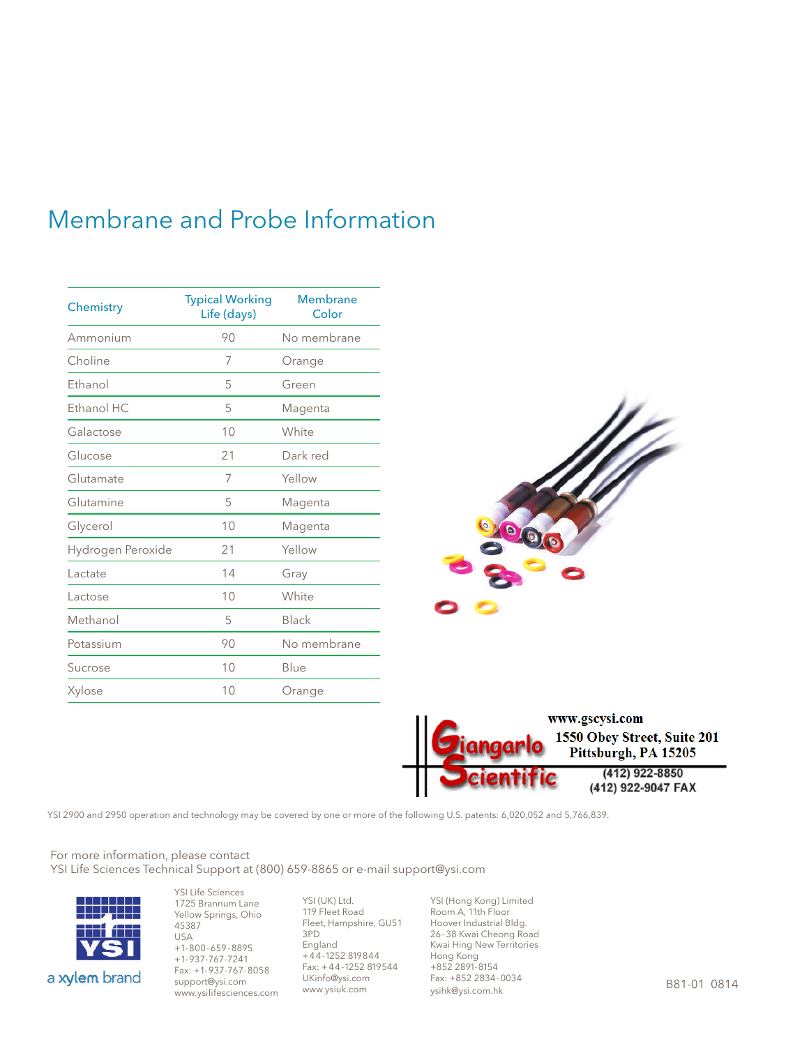# Membrane and Probe Information

| Chemistry | Typical Working Life (days) | Membrane Color |
|---|---|---|
| Ammonium | 90 | No membrane |
| Choline | 7 | Orange |
| Ethanol | 5 | Green |
| Ethanol HC | 5 | Magenta |
| Galactose | 10 | White |
| Glucose | 21 | Dark red |
| Glutamate | 7 | Yellow |
| Glutamine | 5 | Magenta |
| Glycerol | 10 | Magenta |
| Hydrogen Peroxide | 21 | Yellow |
| Lactate | 14 | Gray |
| Lactose | 10 | White |
| Methanol | 5 | Black |
| Potassium | 90 | No membrane |
| Sucrose | 10 | Blue |
| Xylose | 10 | Orange |

Giangarlo Scientific
www.gscysi.com
1550 Obey Street, Suite 201
Pittsburgh, PA 15205
(412) 922-8850
(412) 922-9047 FAX

YSI 2900 and 2950 operation and technology may be covered by one or more of the following U.S. patents: 6,020,052 and 5,766,839.

For more information, please contact
YSI Life Sciences Technical Support at (800) 659-8865 or e-mail support@ysi.com

YSI
a xylem brand

YSI Life Sciences
1725 Brannum Lane
Yellow Springs, Ohio
45387
USA
+1-800-659-8895
+1-937-767-7241
Fax: +1-937-767-8058
support@ysi.com
www.ysilifesciences.com

YSI (UK) Ltd.
119 Fleet Road
Fleet, Hampshire, GU51
3PD
England
+44-1252 819844
Fax: +44-1252 819544
UKinfo@ysi.com
www.ysiuk.com

YSI (Hong Kong) Limited
Room A, 11th Floor
Hoover Industrial Bldg.
26-38 Kwai Cheong Road
Kwai Hing New Territories
Hong Kong
+852 2891-8154
Fax: +852 2834-0034
ysihk@ysi.com.hk

B81-01 0814